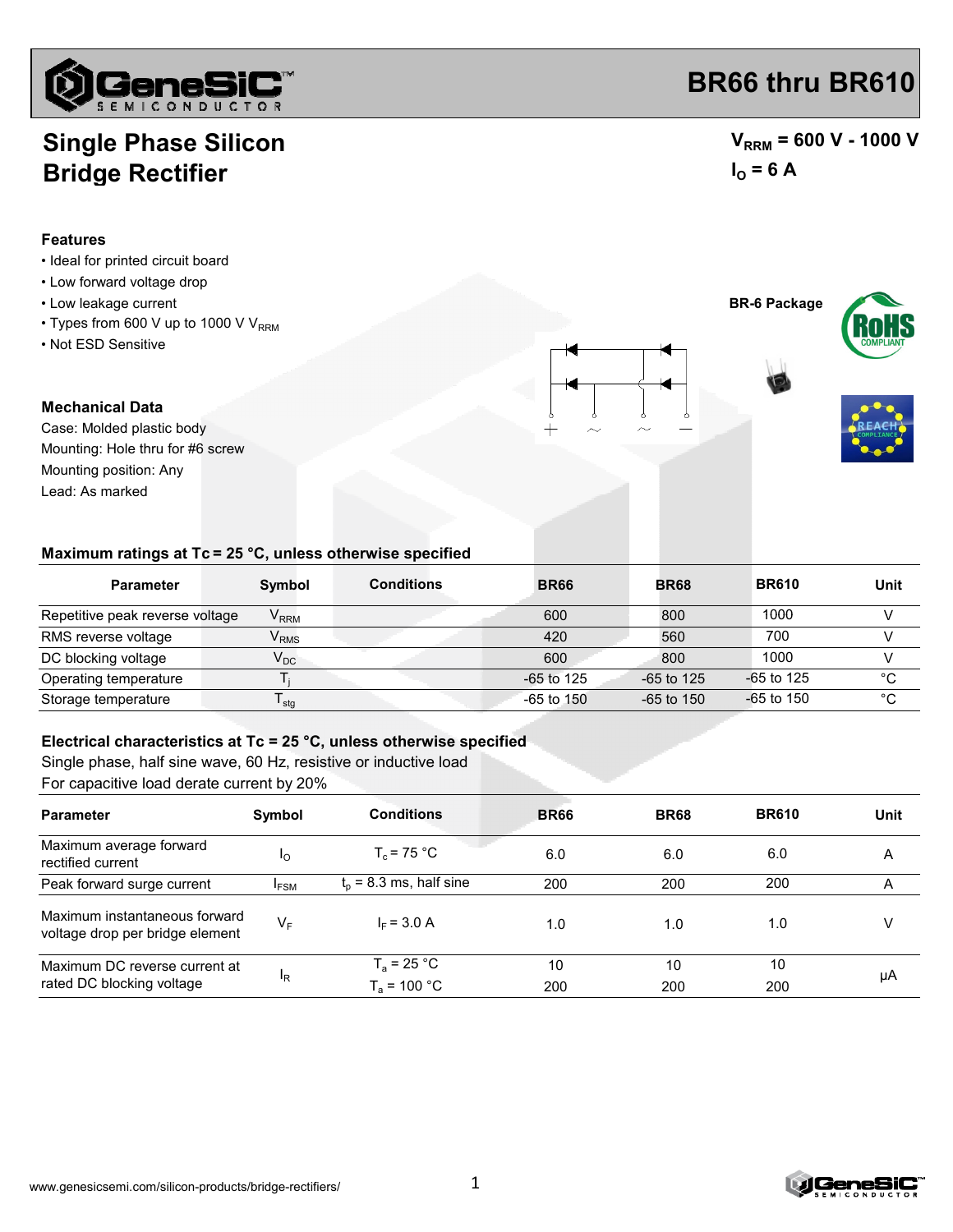# BR66 thru BR610

## Single Phase Silicon Bridge Rectifier

$V_{RRM}$ = 600 V - 1000 V
$I_O$ = 6 A

### Features

- Ideal for printed circuit board
- Low forward voltage drop
- Low leakage current
- Types from 600 V up to 1000 V $V_{RRM}$
- Not ESD Sensitive

BR-6 Package

### Mechanical Data

Case: Molded plastic body
Mounting: Hole thru for #6 screw
Mounting position: Any
Lead: As marked

### Maximum ratings at Tc = 25 °C, unless otherwise specified

| Parameter | Symbol | Conditions | BR66 | BR68 | BR610 | Unit |
|---|---|---|---|---|---|---|
| Repetitive peak reverse voltage | $V_{RRM}$ | | 600 | 800 | 1000 | V |
| RMS reverse voltage | $V_{RMS}$ | | 420 | 560 | 700 | V |
| DC blocking voltage | $V_{DC}$ | | 600 | 800 | 1000 | V |
| Operating temperature | $T_j$ | | -65 to 125 | -65 to 125 | -65 to 125 | °C |
| Storage temperature | $T_{stg}$ | | -65 to 150 | -65 to 150 | -65 to 150 | °C |

### Electrical characteristics at Tc = 25 °C, unless otherwise specified

Single phase, half sine wave, 60 Hz, resistive or inductive load
For capacitive load derate current by 20%

| Parameter | Symbol | Conditions | BR66 | BR68 | BR610 | Unit |
|---|---|---|---|---|---|---|
| Maximum average forward rectified current | $I_O$ | $T_c$ = 75 °C | 6.0 | 6.0 | 6.0 | A |
| Peak forward surge current | $I_{FSM}$ | $t_p$ = 8.3 ms, half sine | 200 | 200 | 200 | A |
| Maximum instantaneous forward voltage drop per bridge element | $V_F$ | $I_F$ = 3.0 A | 1.0 | 1.0 | 1.0 | V |
| Maximum DC reverse current at rated DC blocking voltage | $I_R$ | $T_a$ = 25 °C | 10 | 10 | 10 | µA |
| | | $T_a$ = 100 °C | 200 | 200 | 200 | µA |

www.genesicsemi.com/silicon-products/bridge-rectifiers/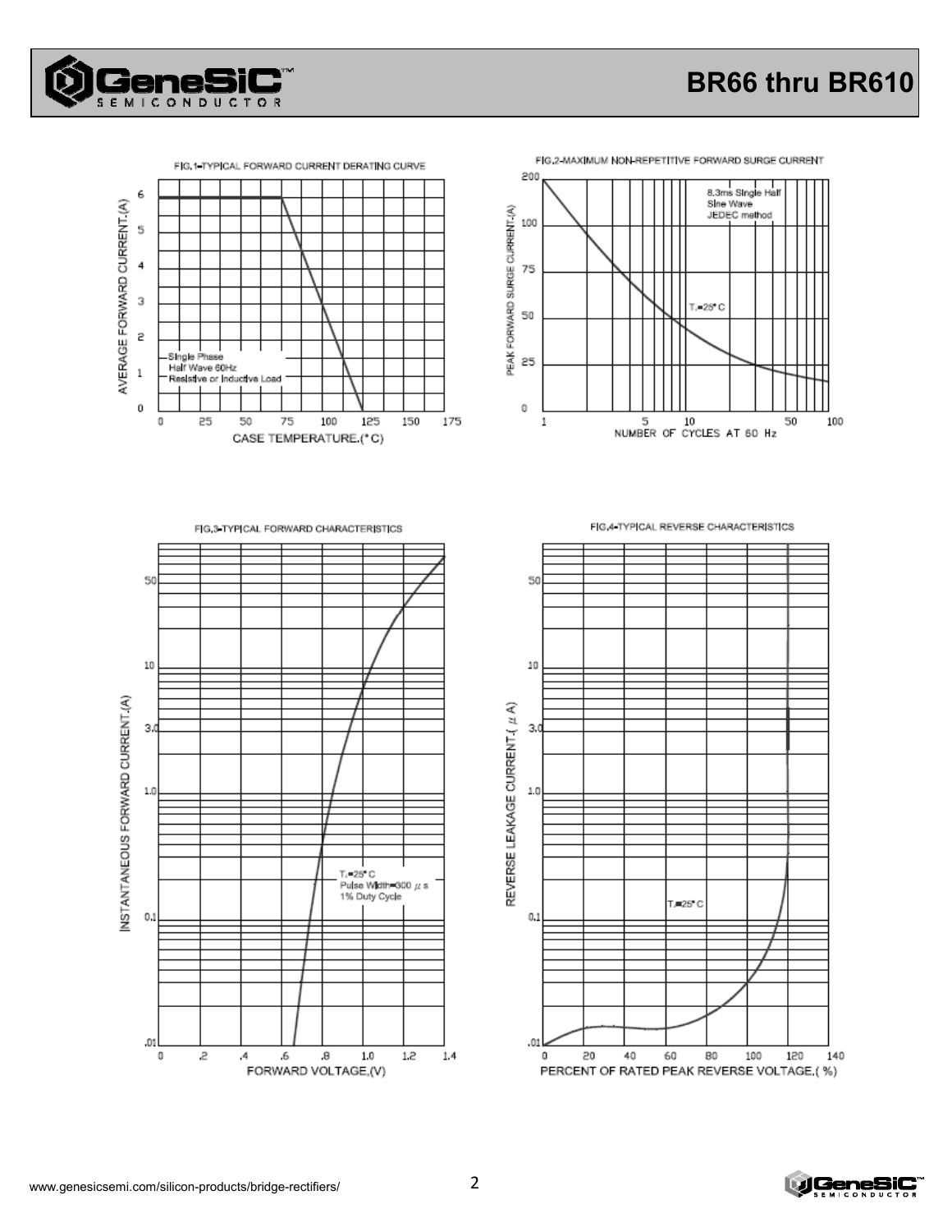FIG.1-TYPICAL FORWARD CURRENT DERATING CURVE

AVERAGE FORWARD CURRENT,(A)

Single Phase
Half Wave 60Hz
Resistive or Inductive Load

CASE TEMPERATURE,(°C)

FIG.2-MAXIMUM NON-REPETITIVE FORWARD SURGE CURRENT

PEAK FORWARD SURGE CURRENT,(A)

8.3ms Single Half
Sine Wave
JEDEC method

$T_J$=25°C

NUMBER OF CYCLES AT 60 Hz

FIG.3-TYPICAL FORWARD CHARACTERISTICS

INSTANTANEOUS FORWARD CURRENT,(A)

$T_J$=25°C
Pulse Width=300 $\mu$s
1% Duty Cycle

FORWARD VOLTAGE,(V)

FIG.4-TYPICAL REVERSE CHARACTERISTICS

REVERSE LEAKAGE CURRENT,( $\mu$A)

$T_J$=25°C

PERCENT OF RATED PEAK REVERSE VOLTAGE,( %)

www.genesicsemi.com/silicon-products/bridge-rectifiers/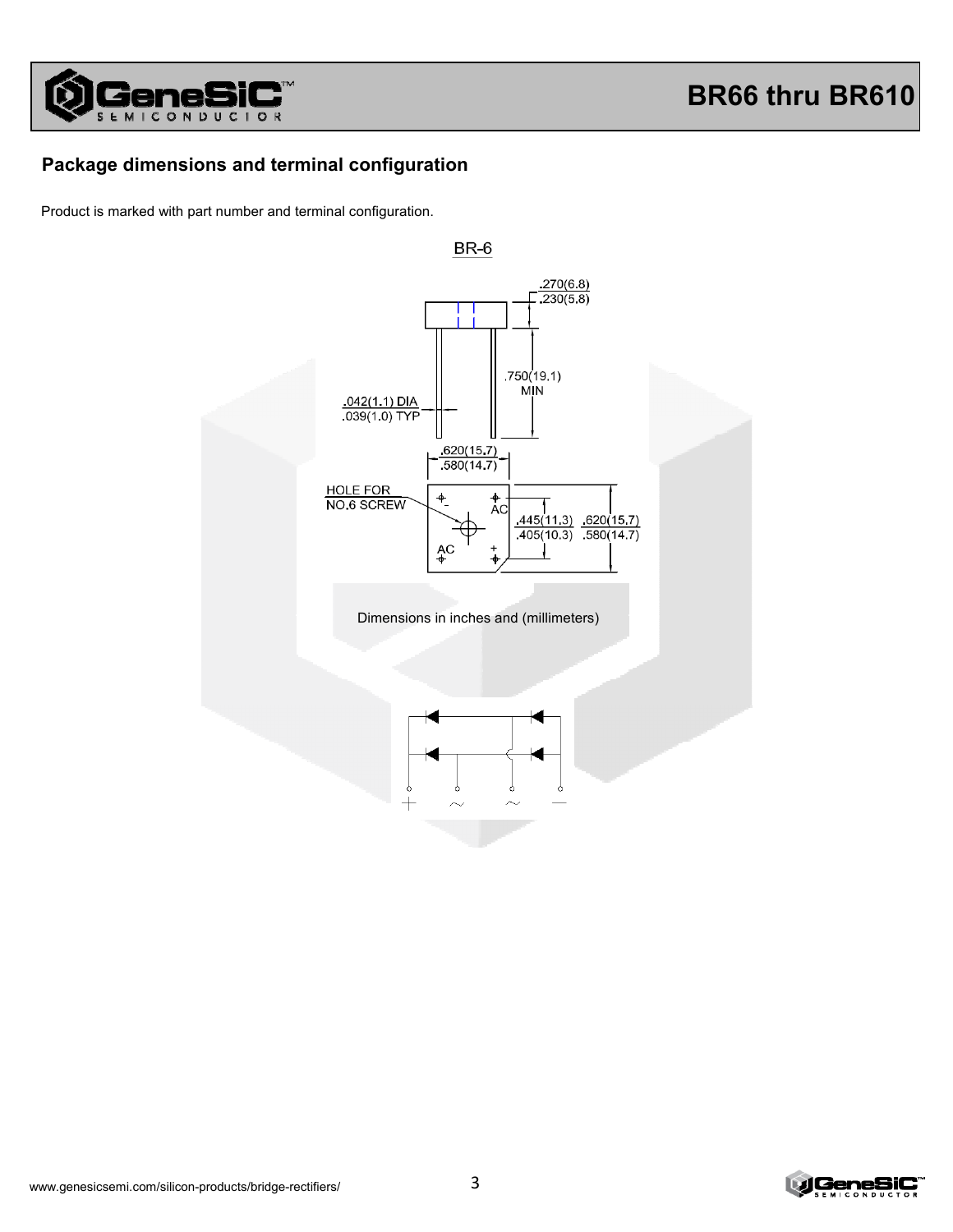## Package dimensions and terminal configuration

Product is marked with part number and terminal configuration.

BR-6

.270(6.8)
.230(5.8)

.750(19.1)
MIN

.042(1.1) DIA
.039(1.0) TYP

.620(15.7)
.580(14.7)

HOLE FOR
NO.6 SCREW

AC

AC

.445(11.3)
.405(10.3)

.620(15.7)
.580(14.7)

Dimensions in inches and (millimeters)

\+ ~ ~ —